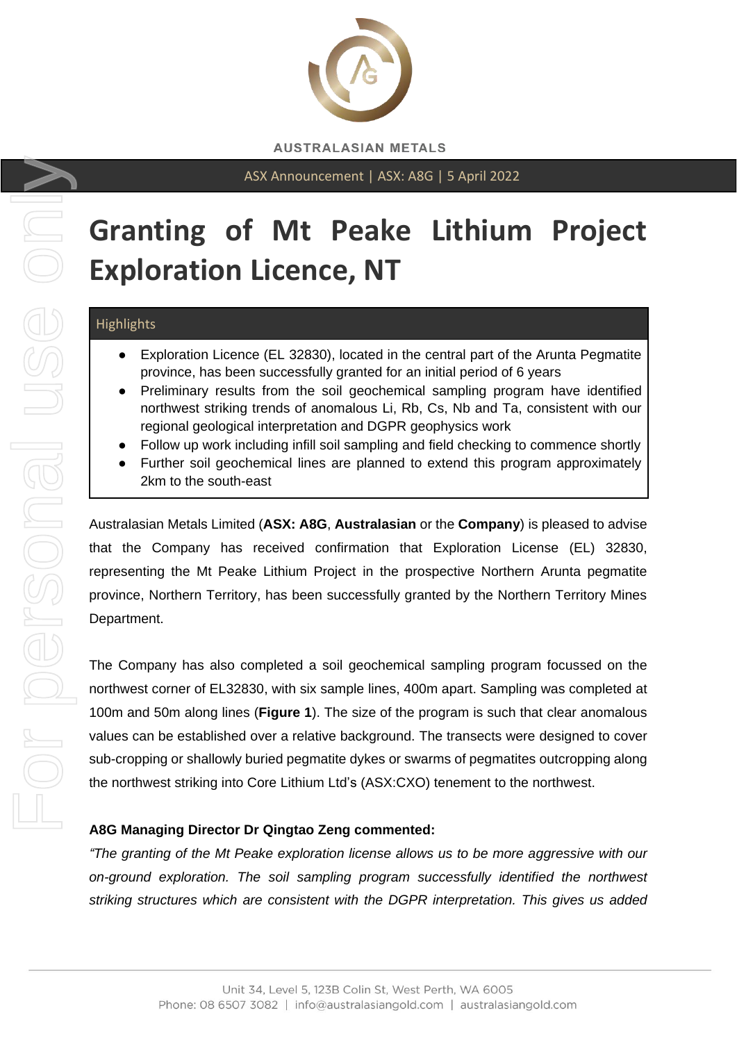AUSTRALASIAN METALS

ASX Announcement | ASX: A8G | 5 April 2022

# Granting of Mt Peake Lithium Project Exploration Licence, NT

**Highlights**

- Exploration Licence (EL 32830), located in the central part of the Arunta Pegmatite province, has been successfully granted for an initial period of 6 years
- Preliminary results from the soil geochemical sampling program have identified northwest striking trends of anomalous Li, Rb, Cs, Nb and Ta, consistent with our regional geological interpretation and DGPR geophysics work
- Follow up work including infill soil sampling and field checking to commence shortly
- Further soil geochemical lines are planned to extend this program approximately 2km to the south-east

Australasian Metals Limited (**ASX: A8G**, **Australasian** or the **Company**) is pleased to advise that the Company has received confirmation that Exploration License (EL) 32830, representing the Mt Peake Lithium Project in the prospective Northern Arunta pegmatite province, Northern Territory, has been successfully granted by the Northern Territory Mines Department.

The Company has also completed a soil geochemical sampling program focussed on the northwest corner of EL32830, with six sample lines, 400m apart. Sampling was completed at 100m and 50m along lines (**Figure 1**). The size of the program is such that clear anomalous values can be established over a relative background. The transects were designed to cover sub-cropping or shallowly buried pegmatite dykes or swarms of pegmatites outcropping along the northwest striking into Core Lithium Ltd's (ASX:CXO) tenement to the northwest.

**A8G Managing Director Dr Qingtao Zeng commented:**

*"The granting of the Mt Peake exploration license allows us to be more aggressive with our on-ground exploration. The soil sampling program successfully identified the northwest striking structures which are consistent with the DGPR interpretation. This gives us added*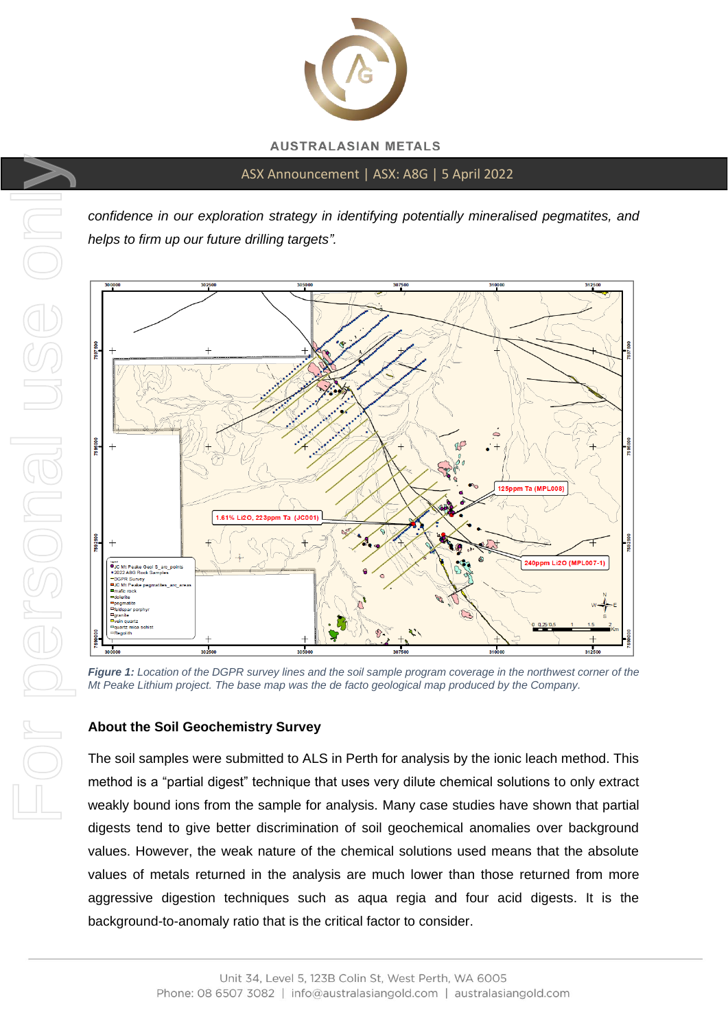*confidence in our exploration strategy in identifying potentially mineralised pegmatites, and helps to firm up our future drilling targets".*

***Figure 1:*** *Location of the DGPR survey lines and the soil sample program coverage in the northwest corner of the Mt Peake Lithium project. The base map was the de facto geological map produced by the Company.*

### About the Soil Geochemistry Survey

The soil samples were submitted to ALS in Perth for analysis by the ionic leach method. This method is a "partial digest" technique that uses very dilute chemical solutions to only extract weakly bound ions from the sample for analysis. Many case studies have shown that partial digests tend to give better discrimination of soil geochemical anomalies over background values. However, the weak nature of the chemical solutions used means that the absolute values of metals returned in the analysis are much lower than those returned from more aggressive digestion techniques such as aqua regia and four acid digests. It is the background-to-anomaly ratio that is the critical factor to consider.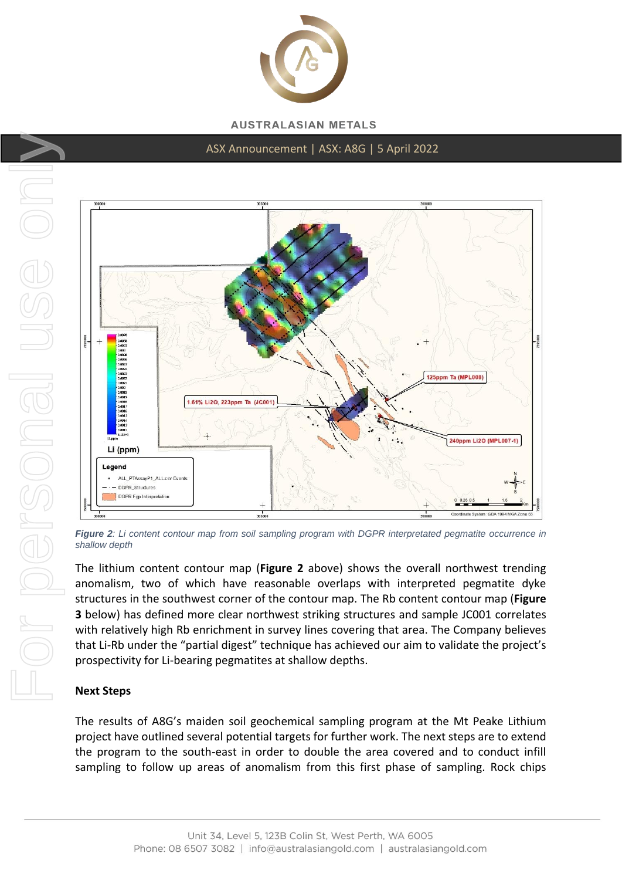*Figure 2: Li content contour map from soil sampling program with DGPR interpreted pegmatite occurrence in shallow depth*

The lithium content contour map (**Figure 2** above) shows the overall northwest trending anomalism, two of which have reasonable overlaps with interpreted pegmatite dyke structures in the southwest corner of the contour map. The Rb content contour map (**Figure 3** below) has defined more clear northwest striking structures and sample JC001 correlates with relatively high Rb enrichment in survey lines covering that area. The Company believes that Li-Rb under the "partial digest" technique has achieved our aim to validate the project's prospectivity for Li-bearing pegmatites at shallow depths.

## Next Steps

The results of A8G's maiden soil geochemical sampling program at the Mt Peake Lithium project have outlined several potential targets for further work. The next steps are to extend the program to the south-east in order to double the area covered and to conduct infill sampling to follow up areas of anomalism from this first phase of sampling. Rock chips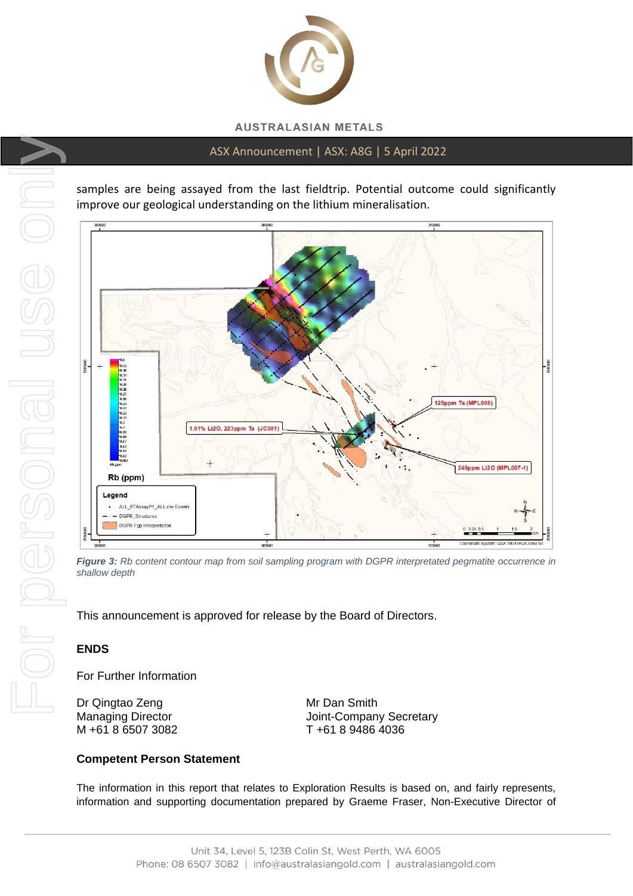samples are being assayed from the last fieldtrip. Potential outcome could significantly improve our geological understanding on the lithium mineralisation.

*Figure 3: Rb content contour map from soil sampling program with DGPR interpreted pegmatite occurrence in shallow depth*

This announcement is approved for release by the Board of Directors.

**ENDS**

For Further Information

Dr Qingtao Zeng
Managing Director
M +61 8 6507 3082

Mr Dan Smith
Joint-Company Secretary
T +61 8 9486 4036

**Competent Person Statement**

The information in this report that relates to Exploration Results is based on, and fairly represents, information and supporting documentation prepared by Graeme Fraser, Non-Executive Director of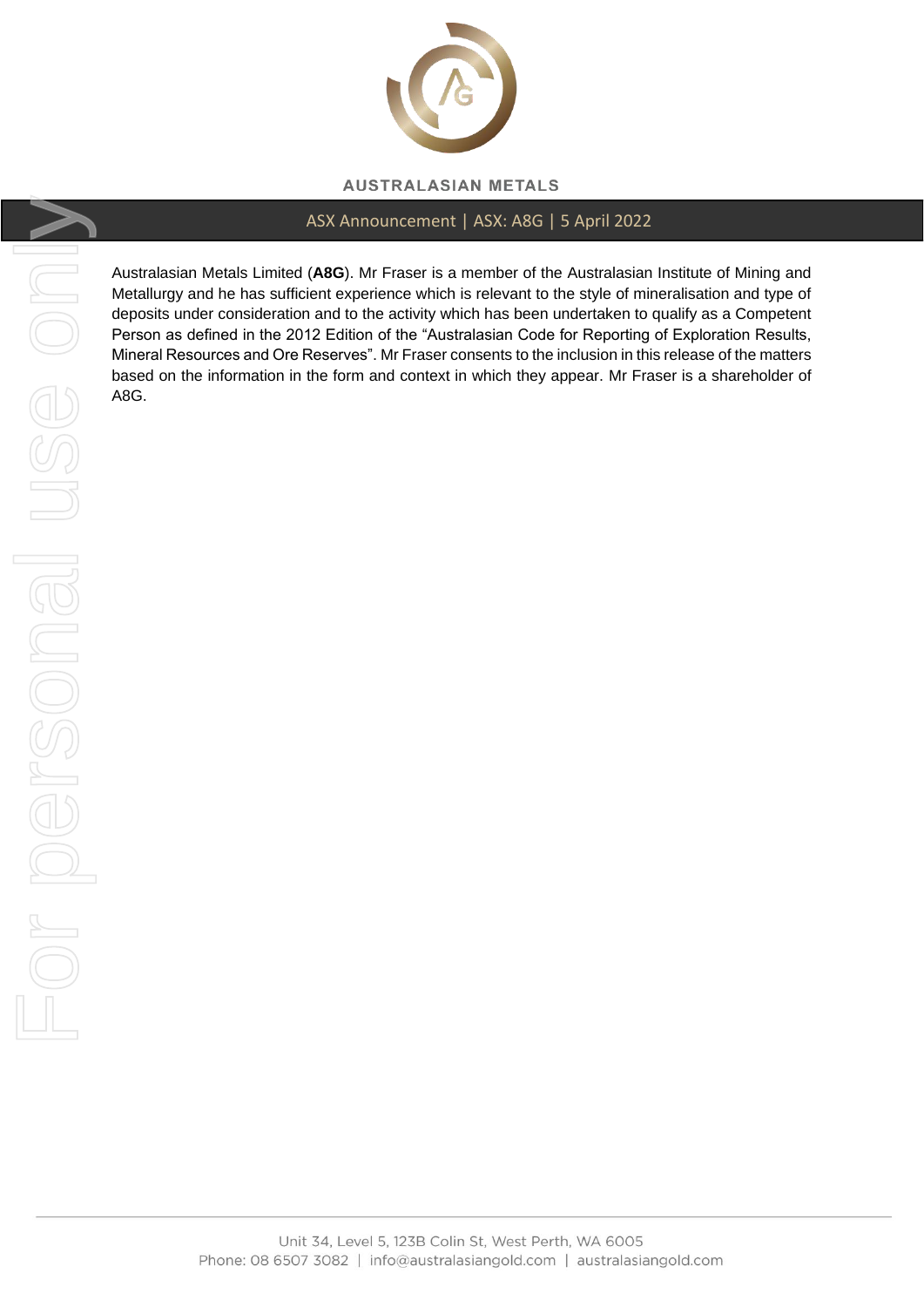Australasian Metals Limited (**A8G**). Mr Fraser is a member of the Australasian Institute of Mining and Metallurgy and he has sufficient experience which is relevant to the style of mineralisation and type of deposits under consideration and to the activity which has been undertaken to qualify as a Competent Person as defined in the 2012 Edition of the "Australasian Code for Reporting of Exploration Results, Mineral Resources and Ore Reserves". Mr Fraser consents to the inclusion in this release of the matters based on the information in the form and context in which they appear. Mr Fraser is a shareholder of A8G.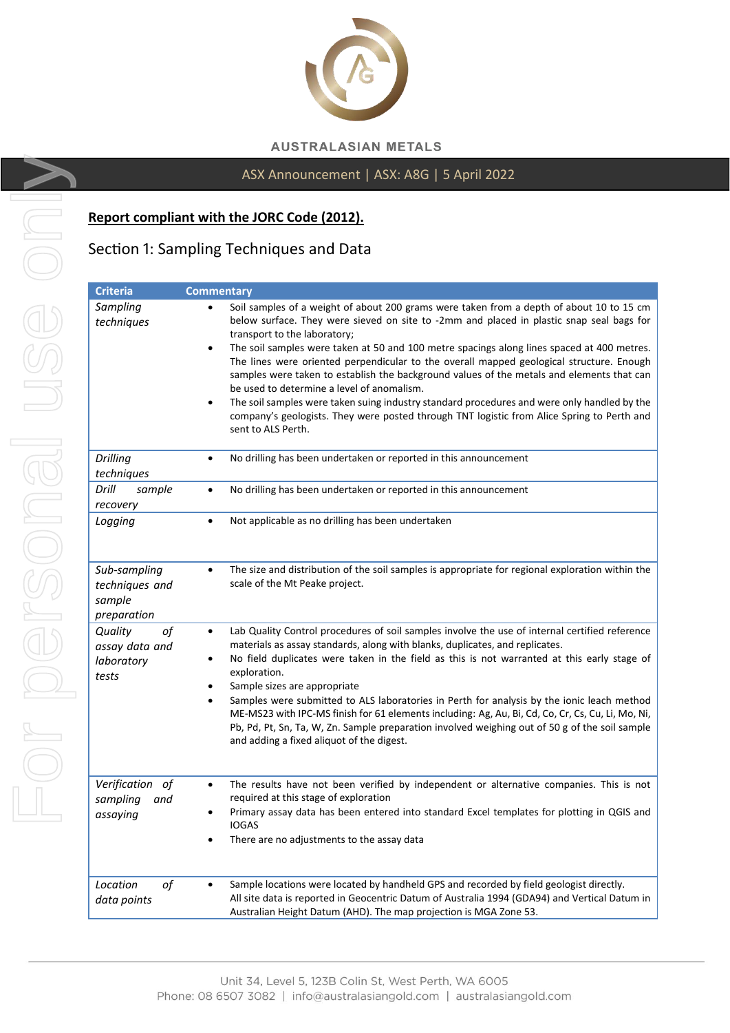**Report compliant with the JORC Code (2012).**

## Section 1: Sampling Techniques and Data

| Criteria | Commentary |
|---|---|
| *Sampling techniques* | • Soil samples of a weight of about 200 grams were taken from a depth of about 10 to 15 cm below surface. They were sieved on site to -2mm and placed in plastic snap seal bags for transport to the laboratory;<br>• The soil samples were taken at 50 and 100 metre spacings along lines spaced at 400 metres. The lines were oriented perpendicular to the overall mapped geological structure. Enough samples were taken to establish the background values of the metals and elements that can be used to determine a level of anomalism.<br>• The soil samples were taken suing industry standard procedures and were only handled by the company's geologists. They were posted through TNT logistic from Alice Spring to Perth and sent to ALS Perth. |
| *Drilling techniques* | • No drilling has been undertaken or reported in this announcement |
| *Drill sample recovery* | • No drilling has been undertaken or reported in this announcement |
| *Logging* | • Not applicable as no drilling has been undertaken |
| *Sub-sampling techniques and sample preparation* | • The size and distribution of the soil samples is appropriate for regional exploration within the scale of the Mt Peake project. |
| *Quality of assay data and laboratory tests* | • Lab Quality Control procedures of soil samples involve the use of internal certified reference materials as assay standards, along with blanks, duplicates, and replicates.<br>• No field duplicates were taken in the field as this is not warranted at this early stage of exploration.<br>• Sample sizes are appropriate<br>• Samples were submitted to ALS laboratories in Perth for analysis by the ionic leach method ME-MS23 with IPC-MS finish for 61 elements including: Ag, Au, Bi, Cd, Co, Cr, Cs, Cu, Li, Mo, Ni, Pb, Pd, Pt, Sn, Ta, W, Zn. Sample preparation involved weighing out of 50 g of the soil sample and adding a fixed aliquot of the digest. |
| *Verification of sampling and assaying* | • The results have not been verified by independent or alternative companies. This is not required at this stage of exploration<br>• Primary assay data has been entered into standard Excel templates for plotting in QGIS and IOGAS<br>• There are no adjustments to the assay data |
| *Location of data points* | • Sample locations were located by handheld GPS and recorded by field geologist directly. All site data is reported in Geocentric Datum of Australia 1994 (GDA94) and Vertical Datum in Australian Height Datum (AHD). The map projection is MGA Zone 53. |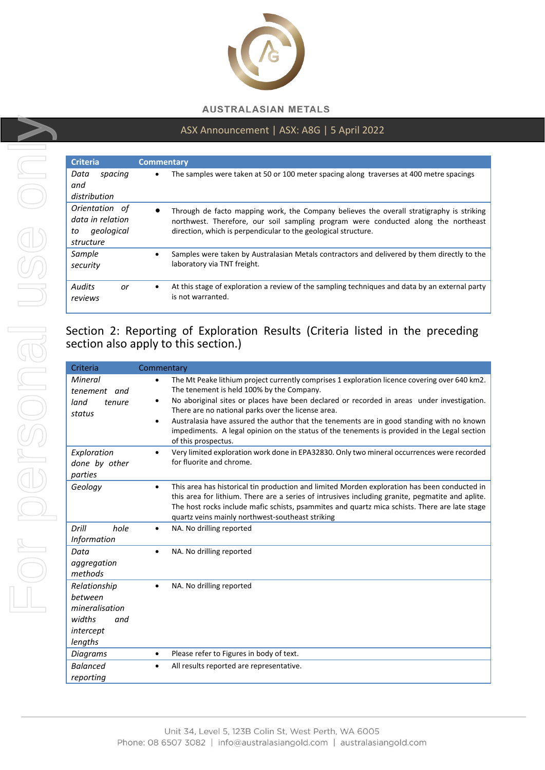| Criteria | Commentary |
| --- | --- |
| *Data spacing and distribution* | • The samples were taken at 50 or 100 meter spacing along traverses at 400 metre spacings |
| *Orientation of data in relation to geological structure* | • Through de facto mapping work, the Company believes the overall stratigraphy is striking northwest. Therefore, our soil sampling program were conducted along the northeast direction, which is perpendicular to the geological structure. |
| *Sample security* | • Samples were taken by Australasian Metals contractors and delivered by them directly to the laboratory via TNT freight. |
| *Audits or reviews* | • At this stage of exploration a review of the sampling techniques and data by an external party is not warranted. |

## Section 2: Reporting of Exploration Results (Criteria listed in the preceding section also apply to this section.)

| Criteria | Commentary |
| --- | --- |
| *Mineral tenement and land tenure status* | • The Mt Peake lithium project currently comprises 1 exploration licence covering over 640 km2. The tenement is held 100% by the Company.<br>• No aboriginal sites or places have been declared or recorded in areas under investigation. There are no national parks over the license area.<br>• Australasia have assured the author that the tenements are in good standing with no known impediments. A legal opinion on the status of the tenements is provided in the Legal section of this prospectus. |
| *Exploration done by other parties* | • Very limited exploration work done in EPA32830. Only two mineral occurrences were recorded for fluorite and chrome. |
| *Geology* | • This area has historical tin production and limited Morden exploration has been conducted in this area for lithium. There are a series of intrusives including granite, pegmatite and aplite. The host rocks include mafic schists, psammites and quartz mica schists. There are late stage quartz veins mainly northwest-southeast striking |
| *Drill hole Information* | • NA. No drilling reported |
| *Data aggregation methods* | • NA. No drilling reported |
| *Relationship between mineralisation widths and intercept lengths* | • NA. No drilling reported |
| *Diagrams* | • Please refer to Figures in body of text. |
| *Balanced reporting* | • All results reported are representative. |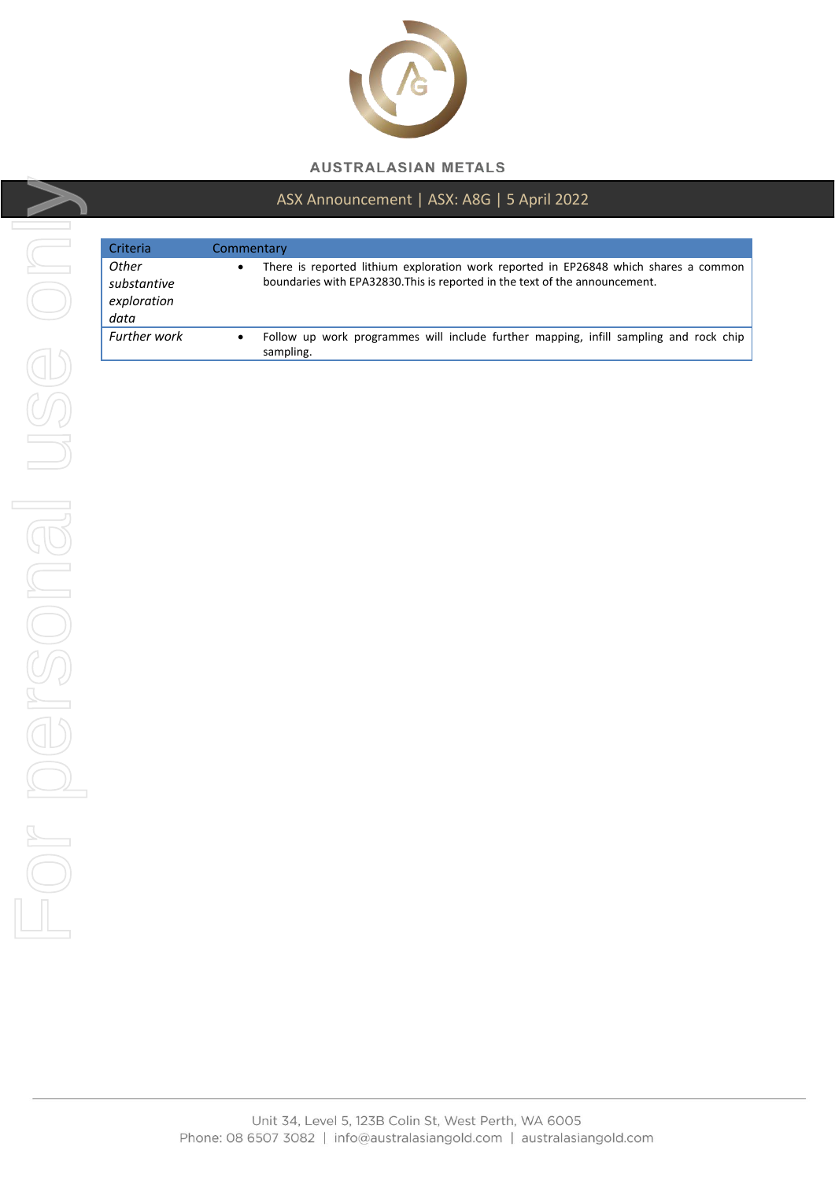| Criteria | Commentary |
|---|---|
| *Other substantive exploration data* | • There is reported lithium exploration work reported in EP26848 which shares a common boundaries with EPA32830.This is reported in the text of the announcement. |
| *Further work* | • Follow up work programmes will include further mapping, infill sampling and rock chip sampling. |